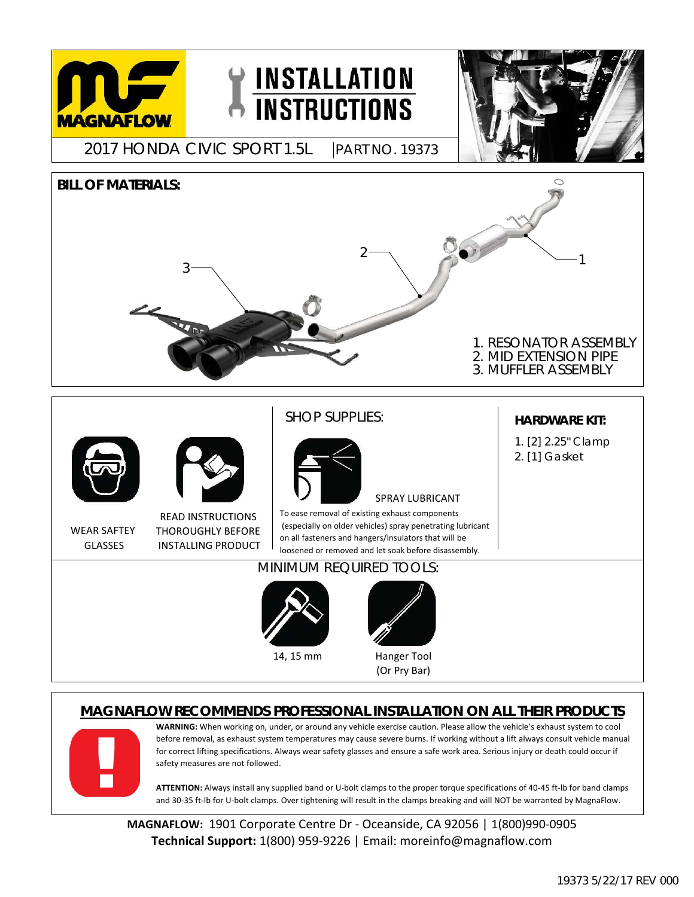# INSTALLATION INSTRUCTIONS

MAGNAFLOW

2017 HONDA CIVIC SPORT 1.5L | PART NO. 19373

## BILL OF MATERIALS:

1. RESONATOR ASSEMBLY
2. MID EXTENSION PIPE
3. MUFFLER ASSEMBLY

WEAR SAFTEY GLASSES

READ INSTRUCTIONS THOROUGHLY BEFORE INSTALLING PRODUCT

## SHOP SUPPLIES:

SPRAY LUBRICANT

To ease removal of existing exhaust components (especially on older vehicles) spray penetrating lubricant on all fasteners and hangers/insulators that will be loosened or removed and let soak before disassembly.

## HARDWARE KIT:

1. [2] 2.25" Clamp
2. [1] Gasket

## MINIMUM REQUIRED TOOLS:

- 14, 15 mm
- Hanger Tool (Or Pry Bar)

## MAGNAFLOW RECOMMENDS PROFESSIONAL INSTALLATION ON ALL THEIR PRODUCTS

**WARNING:** When working on, under, or around any vehicle exercise caution. Please allow the vehicle's exhaust system to cool before removal, as exhaust system temperatures may cause severe burns. If working without a lift always consult vehicle manual for correct lifting specifications. Always wear safety glasses and ensure a safe work area. Serious injury or death could occur if safety measures are not followed.

**ATTENTION:** Always install any supplied band or U-bolt clamps to the proper torque specifications of 40-45 ft-lb for band clamps and 30-35 ft-lb for U-bolt clamps. Over tightening will result in the clamps breaking and will NOT be warranted by MagnaFlow.

**MAGNAFLOW:** 1901 Corporate Centre Dr - Oceanside, CA 92056 | 1(800)990-0905
**Technical Support:** 1(800) 959-9226 | Email: moreinfo@magnaflow.com

19373 5/22/17 REV 000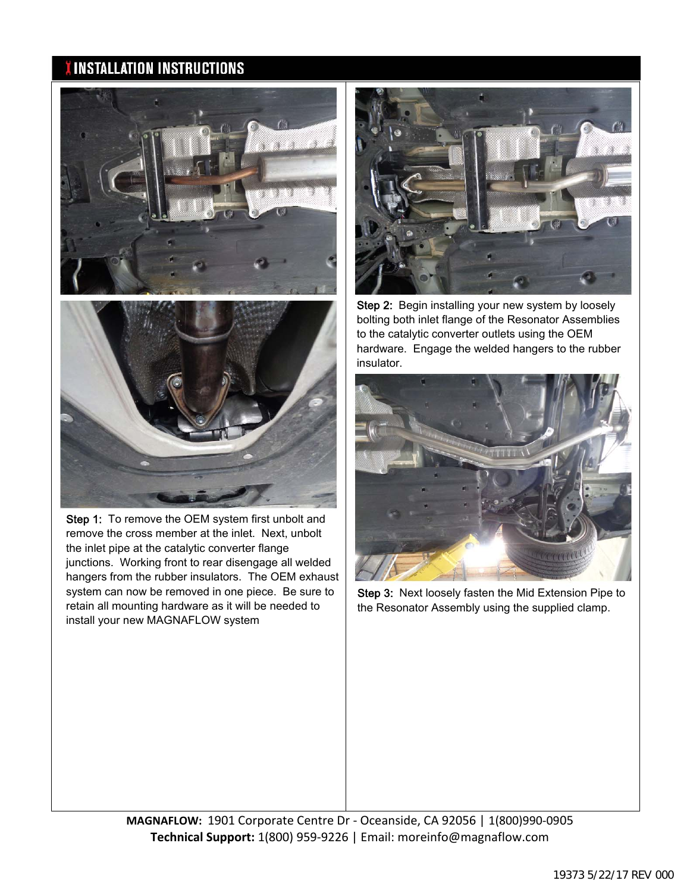# INSTALLATION INSTRUCTIONS

Step 1: To remove the OEM system first unbolt and remove the cross member at the inlet. Next, unbolt the inlet pipe at the catalytic converter flange junctions. Working front to rear disengage all welded hangers from the rubber insulators. The OEM exhaust system can now be removed in one piece. Be sure to retain all mounting hardware as it will be needed to install your new MAGNAFLOW system

Step 2: Begin installing your new system by loosely bolting both inlet flange of the Resonator Assemblies to the catalytic converter outlets using the OEM hardware. Engage the welded hangers to the rubber insulator.

Step 3: Next loosely fasten the Mid Extension Pipe to the Resonator Assembly using the supplied clamp.

**MAGNAFLOW:** 1901 Corporate Centre Dr - Oceanside, CA 92056 | 1(800)990-0905
**Technical Support:** 1(800) 959-9226 | Email: moreinfo@magnaflow.com

19373 5/22/17 REV 000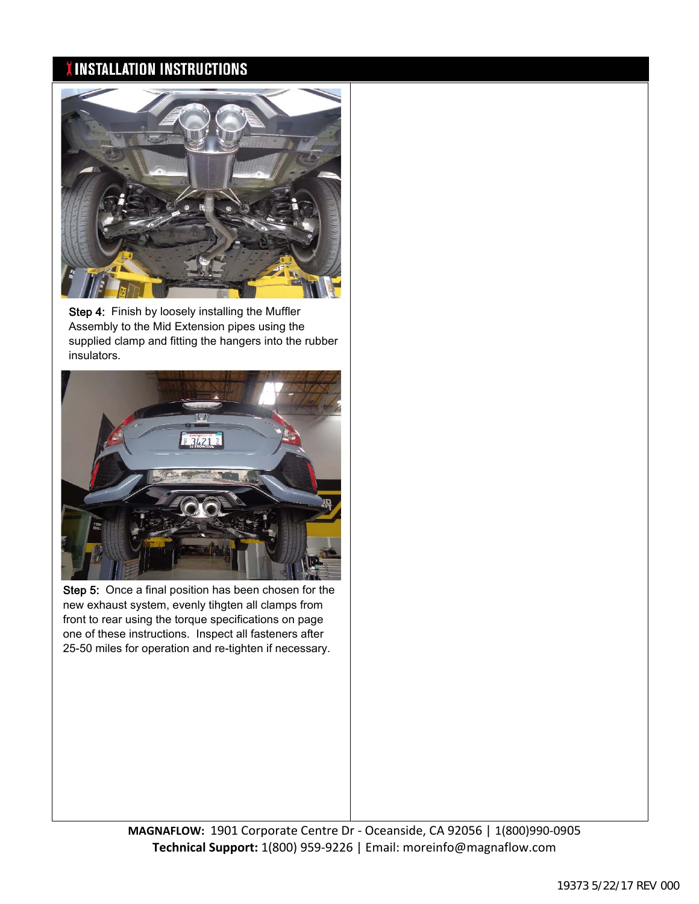## INSTALLATION INSTRUCTIONS

**Step 4:** Finish by loosely installing the Muffler Assembly to the Mid Extension pipes using the supplied clamp and fitting the hangers into the rubber insulators.

**Step 5:** Once a final position has been chosen for the new exhaust system, evenly tihgten all clamps from front to rear using the torque specifications on page one of these instructions. Inspect all fasteners after 25-50 miles for operation and re-tighten if necessary.

**MAGNAFLOW:** 1901 Corporate Centre Dr - Oceanside, CA 92056 | 1(800)990-0905
**Technical Support:** 1(800) 959-9226 | Email: moreinfo@magnaflow.com

19373 5/22/17 REV 000